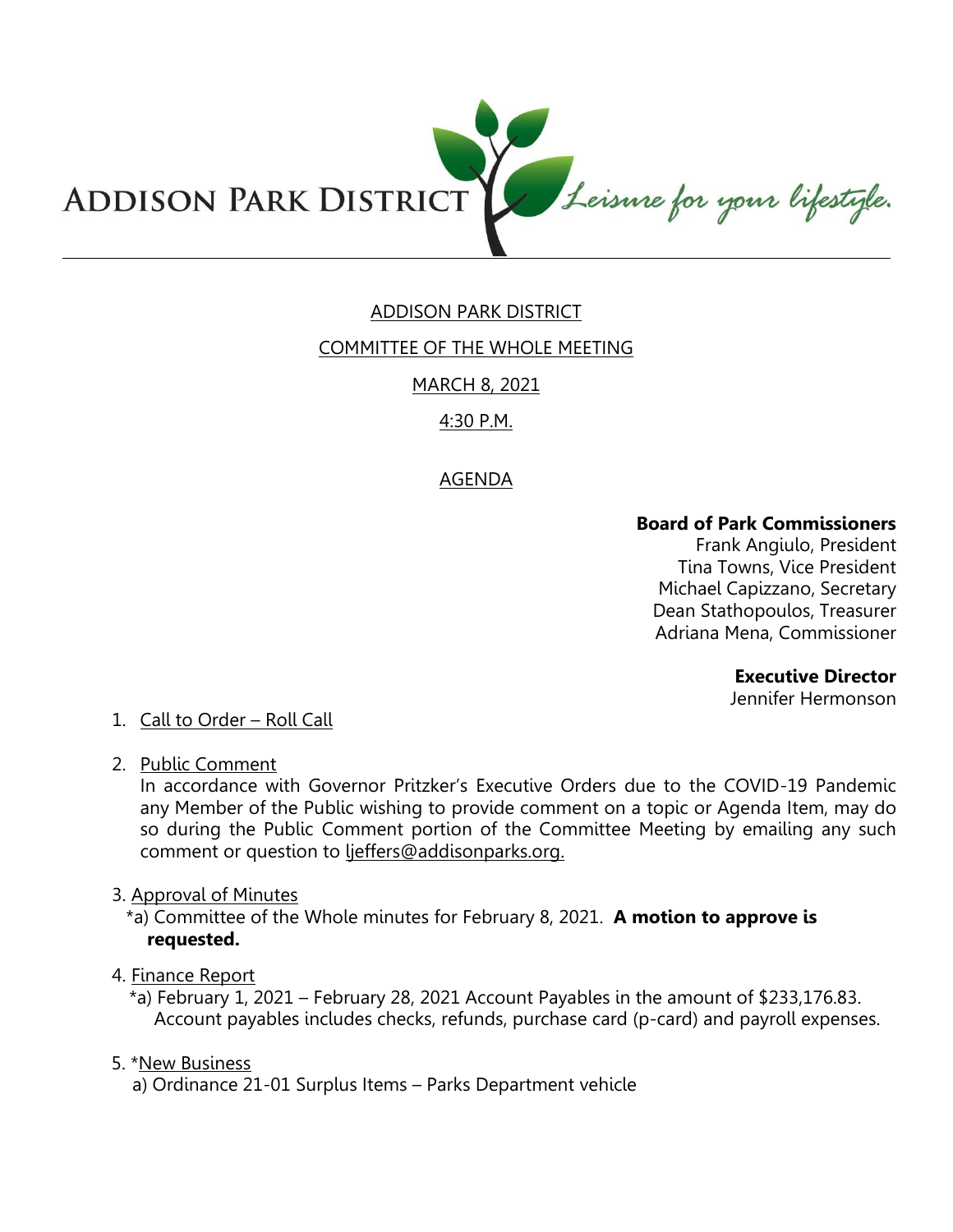ADDISON PARK DISTRICT *Leisure for your lifestyle.*

ADDISON PARK DISTRICT

COMMITTEE OF THE WHOLE MEETING

MARCH 8, 2021

4:30 P.M.

AGENDA

**Board of Park Commissioners**
Frank Angiulo, President
Tina Towns, Vice President
Michael Capizzano, Secretary
Dean Stathopoulos, Treasurer
Adriana Mena, Commissioner

**Executive Director**
Jennifer Hermonson

1. Call to Order – Roll Call

2. Public Comment
   In accordance with Governor Pritzker's Executive Orders due to the COVID-19 Pandemic any Member of the Public wishing to provide comment on a topic or Agenda Item, may do so during the Public Comment portion of the Committee Meeting by emailing any such comment or question to ljeffers@addisonparks.org.

3. Approval of Minutes
   *a) Committee of the Whole minutes for February 8, 2021. **A motion to approve is requested.**

4. Finance Report
   *a) February 1, 2021 – February 28, 2021 Account Payables in the amount of $233,176.83. Account payables includes checks, refunds, purchase card (p-card) and payroll expenses.

5. *New Business
   a) Ordinance 21-01 Surplus Items – Parks Department vehicle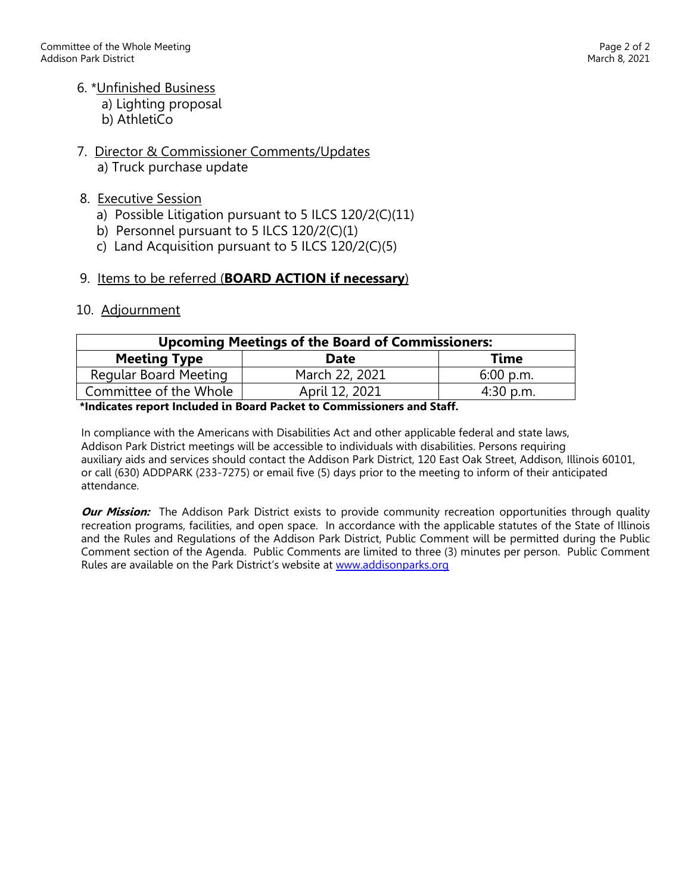6. *Unfinished Business
   a) Lighting proposal
   b) AthletiCo

7. Director & Commissioner Comments/Updates
   a) Truck purchase update

8. Executive Session
   a) Possible Litigation pursuant to 5 ILCS 120/2(C)(11)
   b) Personnel pursuant to 5 ILCS 120/2(C)(1)
   c) Land Acquisition pursuant to 5 ILCS 120/2(C)(5)

9. Items to be referred (**BOARD ACTION if necessary**)

10. Adjournment

| **Upcoming Meetings of the Board of Commissioners:** | | |
|---|---|---|
| **Meeting Type** | **Date** | **Time** |
| Regular Board Meeting | March 22, 2021 | 6:00 p.m. |
| Committee of the Whole | April 12, 2021 | 4:30 p.m. |

***Indicates report Included in Board Packet to Commissioners and Staff.**

In compliance with the Americans with Disabilities Act and other applicable federal and state laws, Addison Park District meetings will be accessible to individuals with disabilities. Persons requiring auxiliary aids and services should contact the Addison Park District, 120 East Oak Street, Addison, Illinois 60101, or call (630) ADDPARK (233-7275) or email five (5) days prior to the meeting to inform of their anticipated attendance.

***Our Mission:*** The Addison Park District exists to provide community recreation opportunities through quality recreation programs, facilities, and open space. In accordance with the applicable statutes of the State of Illinois and the Rules and Regulations of the Addison Park District, Public Comment will be permitted during the Public Comment section of the Agenda. Public Comments are limited to three (3) minutes per person. Public Comment Rules are available on the Park District's website at www.addisonparks.org